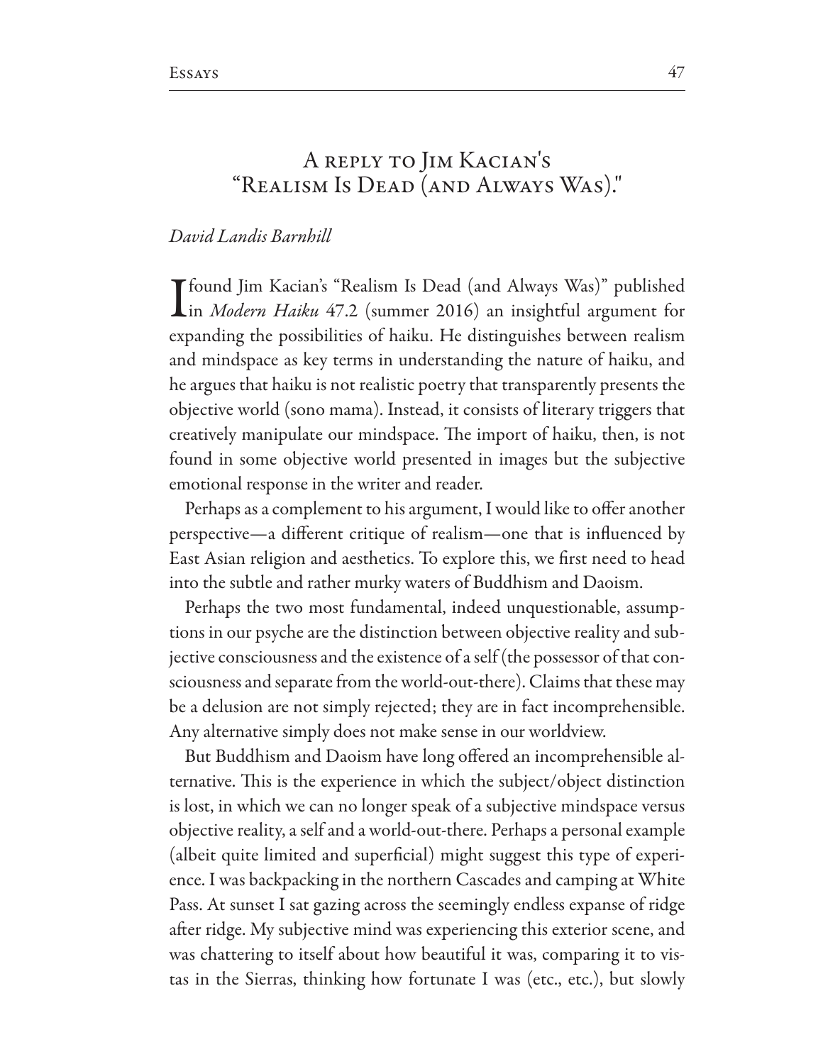## A reply to Jim Kacian's "Realism Is Dead (and Always Was)."

*David Landis Barnhill*

I found Jim Kacian's "Realism Is Dead (and Always Was)" published in *Modern Haiku* 47.2 (summer 2016) an insightful argument for expanding the possibilities of haiku. He distinguishes between realism and mindspace as key terms in understanding the nature of haiku, and he argues that haiku is not realistic poetry that transparently presents the objective world (sono mama). Instead, it consists of literary triggers that creatively manipulate our mindspace. The import of haiku, then, is not found in some objective world presented in images but the subjective emotional response in the writer and reader.

Perhaps as a complement to his argument, I would like to offer another perspective—a different critique of realism—one that is influenced by East Asian religion and aesthetics. To explore this, we first need to head into the subtle and rather murky waters of Buddhism and Daoism.

Perhaps the two most fundamental, indeed unquestionable, assumptions in our psyche are the distinction between objective reality and subjective consciousness and the existence of a self (the possessor of that consciousness and separate from the world-out-there). Claims that these may be a delusion are not simply rejected; they are in fact incomprehensible. Any alternative simply does not make sense in our worldview.

But Buddhism and Daoism have long offered an incomprehensible alternative. This is the experience in which the subject/object distinction is lost, in which we can no longer speak of a subjective mindspace versus objective reality, a self and a world-out-there. Perhaps a personal example (albeit quite limited and superficial) might suggest this type of experience. I was backpacking in the northern Cascades and camping at White Pass. At sunset I sat gazing across the seemingly endless expanse of ridge after ridge. My subjective mind was experiencing this exterior scene, and was chattering to itself about how beautiful it was, comparing it to vistas in the Sierras, thinking how fortunate I was (etc., etc.), but slowly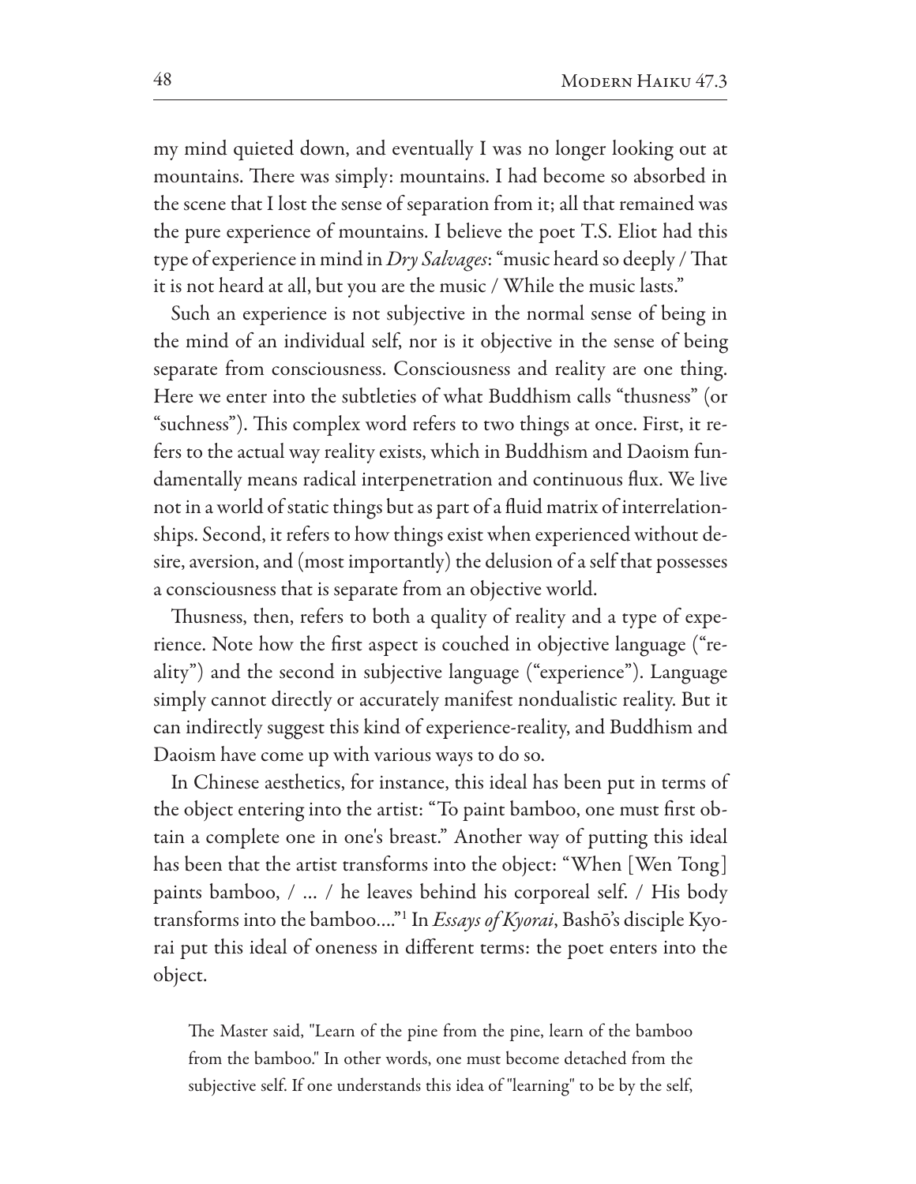my mind quieted down, and eventually I was no longer looking out at mountains. There was simply: mountains. I had become so absorbed in the scene that I lost the sense of separation from it; all that remained was the pure experience of mountains. I believe the poet T.S. Eliot had this type of experience in mind in *Dry Salvages*: "music heard so deeply / That it is not heard at all, but you are the music / While the music lasts."

Such an experience is not subjective in the normal sense of being in the mind of an individual self, nor is it objective in the sense of being separate from consciousness. Consciousness and reality are one thing. Here we enter into the subtleties of what Buddhism calls "thusness" (or "suchness"). This complex word refers to two things at once. First, it refers to the actual way reality exists, which in Buddhism and Daoism fundamentally means radical interpenetration and continuous flux. We live not in a world of static things but as part of a fluid matrix of interrelationships. Second, it refers to how things exist when experienced without desire, aversion, and (most importantly) the delusion of a self that possesses a consciousness that is separate from an objective world.

Thusness, then, refers to both a quality of reality and a type of experience. Note how the first aspect is couched in objective language ("reality") and the second in subjective language ("experience"). Language simply cannot directly or accurately manifest nondualistic reality. But it can indirectly suggest this kind of experience-reality, and Buddhism and Daoism have come up with various ways to do so.

In Chinese aesthetics, for instance, this ideal has been put in terms of the object entering into the artist: "To paint bamboo, one must first obtain a complete one in one's breast." Another way of putting this ideal has been that the artist transforms into the object: "When [Wen Tong] paints bamboo, / … / he leaves behind his corporeal self. / His body transforms into the bamboo…."[1] In *Essays of Kyorai*, Bashō's disciple Kyorai put this ideal of oneness in different terms: the poet enters into the object.

> The Master said, "Learn of the pine from the pine, learn of the bamboo from the bamboo." In other words, one must become detached from the subjective self. If one understands this idea of "learning" to be by the self,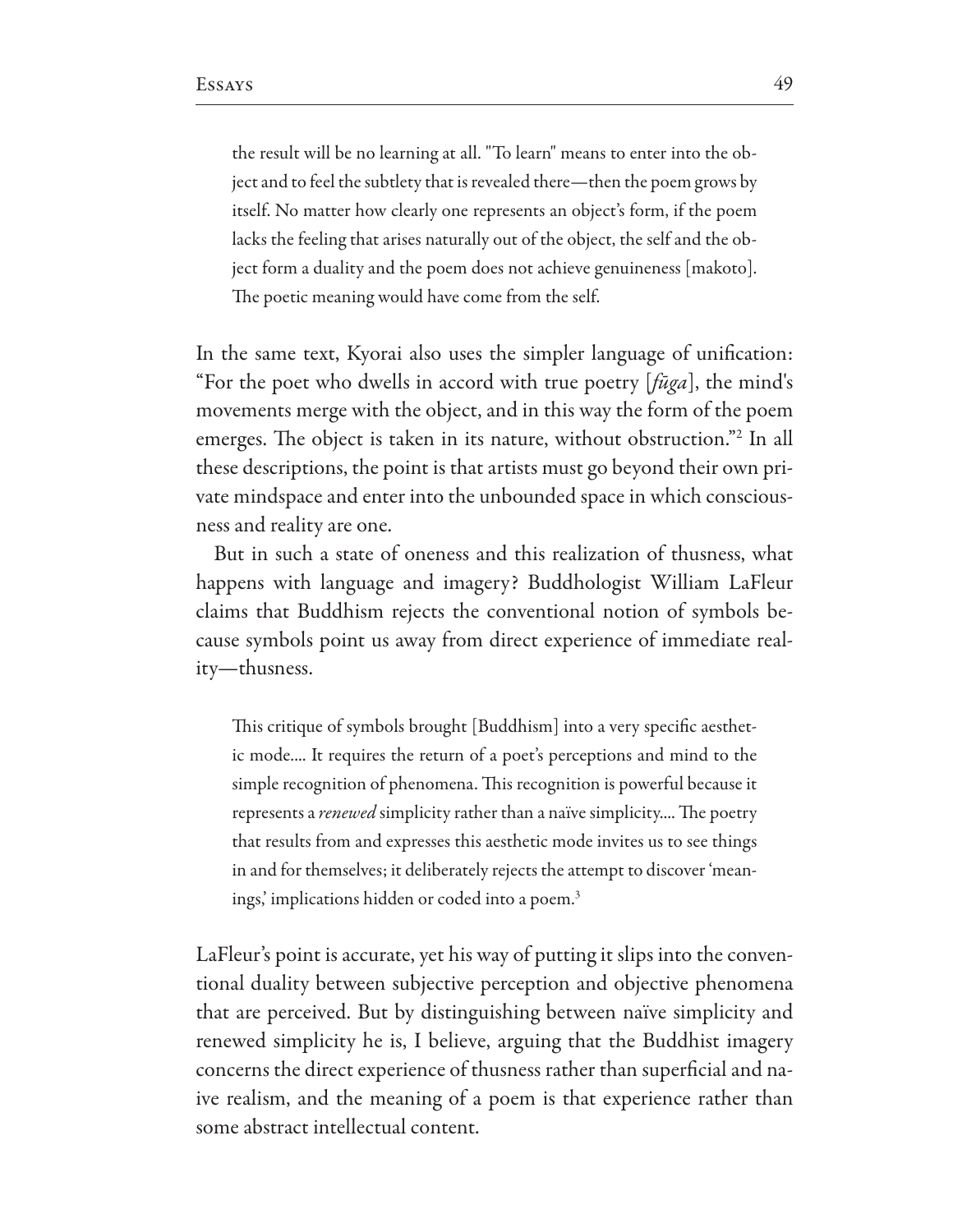> the result will be no learning at all. "To learn" means to enter into the object and to feel the subtlety that is revealed there—then the poem grows by itself. No matter how clearly one represents an object's form, if the poem lacks the feeling that arises naturally out of the object, the self and the object form a duality and the poem does not achieve genuineness [makoto]. The poetic meaning would have come from the self.

In the same text, Kyorai also uses the simpler language of unification: "For the poet who dwells in accord with true poetry [*fūga*], the mind's movements merge with the object, and in this way the form of the poem emerges. The object is taken in its nature, without obstruction."[2] In all these descriptions, the point is that artists must go beyond their own private mindspace and enter into the unbounded space in which consciousness and reality are one.

But in such a state of oneness and this realization of thusness, what happens with language and imagery? Buddhologist William LaFleur claims that Buddhism rejects the conventional notion of symbols because symbols point us away from direct experience of immediate reality—thusness.

> This critique of symbols brought [Buddhism] into a very specific aesthetic mode.... It requires the return of a poet's perceptions and mind to the simple recognition of phenomena. This recognition is powerful because it represents a *renewed* simplicity rather than a naïve simplicity.... The poetry that results from and expresses this aesthetic mode invites us to see things in and for themselves; it deliberately rejects the attempt to discover 'meanings,' implications hidden or coded into a poem.[3]

LaFleur's point is accurate, yet his way of putting it slips into the conventional duality between subjective perception and objective phenomena that are perceived. But by distinguishing between naïve simplicity and renewed simplicity he is, I believe, arguing that the Buddhist imagery concerns the direct experience of thusness rather than superficial and naive realism, and the meaning of a poem is that experience rather than some abstract intellectual content.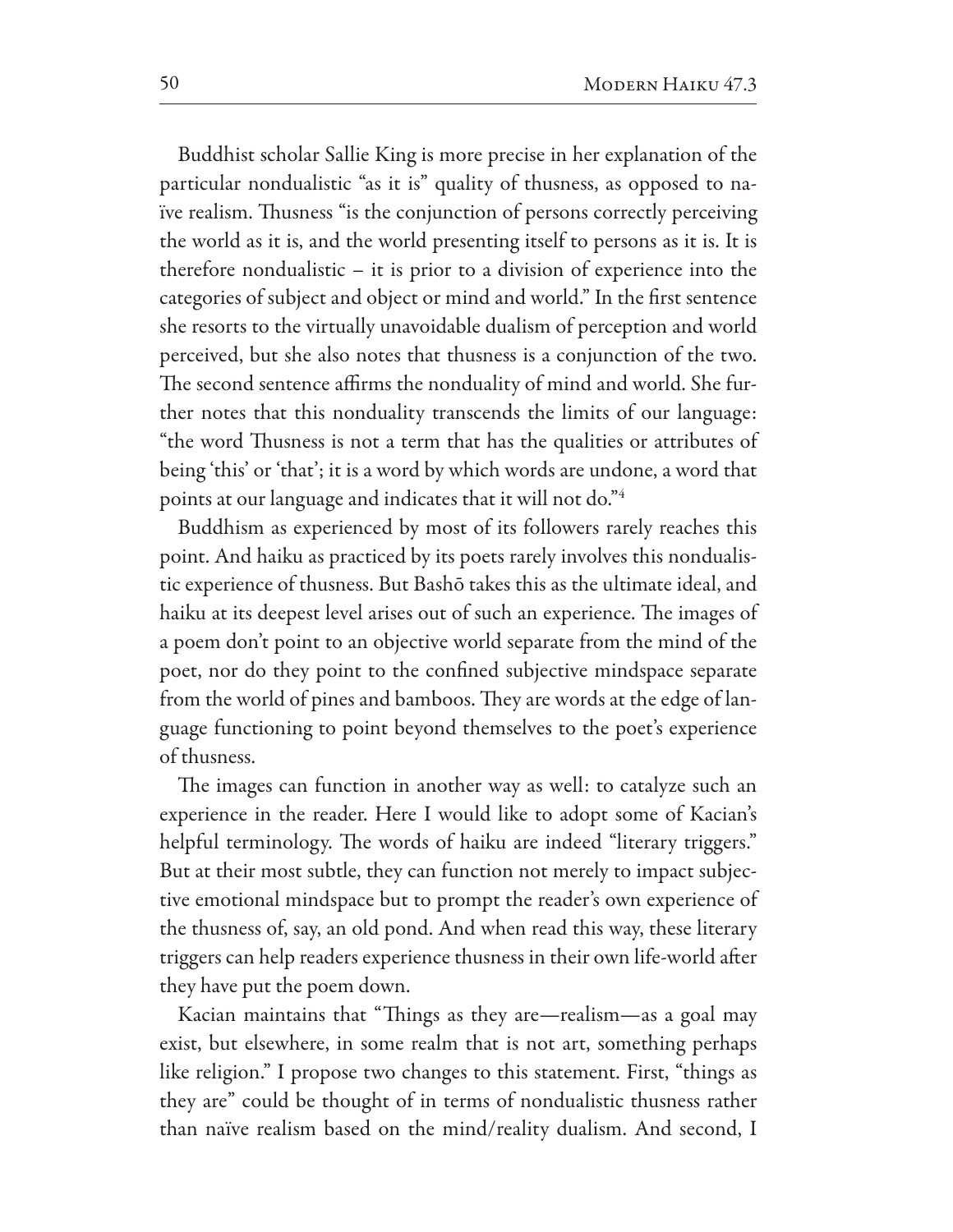Buddhist scholar Sallie King is more precise in her explanation of the particular nondualistic "as it is" quality of thusness, as opposed to naïve realism. Thusness "is the conjunction of persons correctly perceiving the world as it is, and the world presenting itself to persons as it is. It is therefore nondualistic – it is prior to a division of experience into the categories of subject and object or mind and world." In the first sentence she resorts to the virtually unavoidable dualism of perception and world perceived, but she also notes that thusness is a conjunction of the two. The second sentence affirms the nonduality of mind and world. She further notes that this nonduality transcends the limits of our language: "the word Thusness is not a term that has the qualities or attributes of being 'this' or 'that'; it is a word by which words are undone, a word that points at our language and indicates that it will not do."[4]

Buddhism as experienced by most of its followers rarely reaches this point. And haiku as practiced by its poets rarely involves this nondualistic experience of thusness. But Bashō takes this as the ultimate ideal, and haiku at its deepest level arises out of such an experience. The images of a poem don't point to an objective world separate from the mind of the poet, nor do they point to the confined subjective mindspace separate from the world of pines and bamboos. They are words at the edge of language functioning to point beyond themselves to the poet's experience of thusness.

The images can function in another way as well: to catalyze such an experience in the reader. Here I would like to adopt some of Kacian's helpful terminology. The words of haiku are indeed "literary triggers." But at their most subtle, they can function not merely to impact subjective emotional mindspace but to prompt the reader's own experience of the thusness of, say, an old pond. And when read this way, these literary triggers can help readers experience thusness in their own life-world after they have put the poem down.

Kacian maintains that "Things as they are—realism—as a goal may exist, but elsewhere, in some realm that is not art, something perhaps like religion." I propose two changes to this statement. First, "things as they are" could be thought of in terms of nondualistic thusness rather than naïve realism based on the mind/reality dualism. And second, I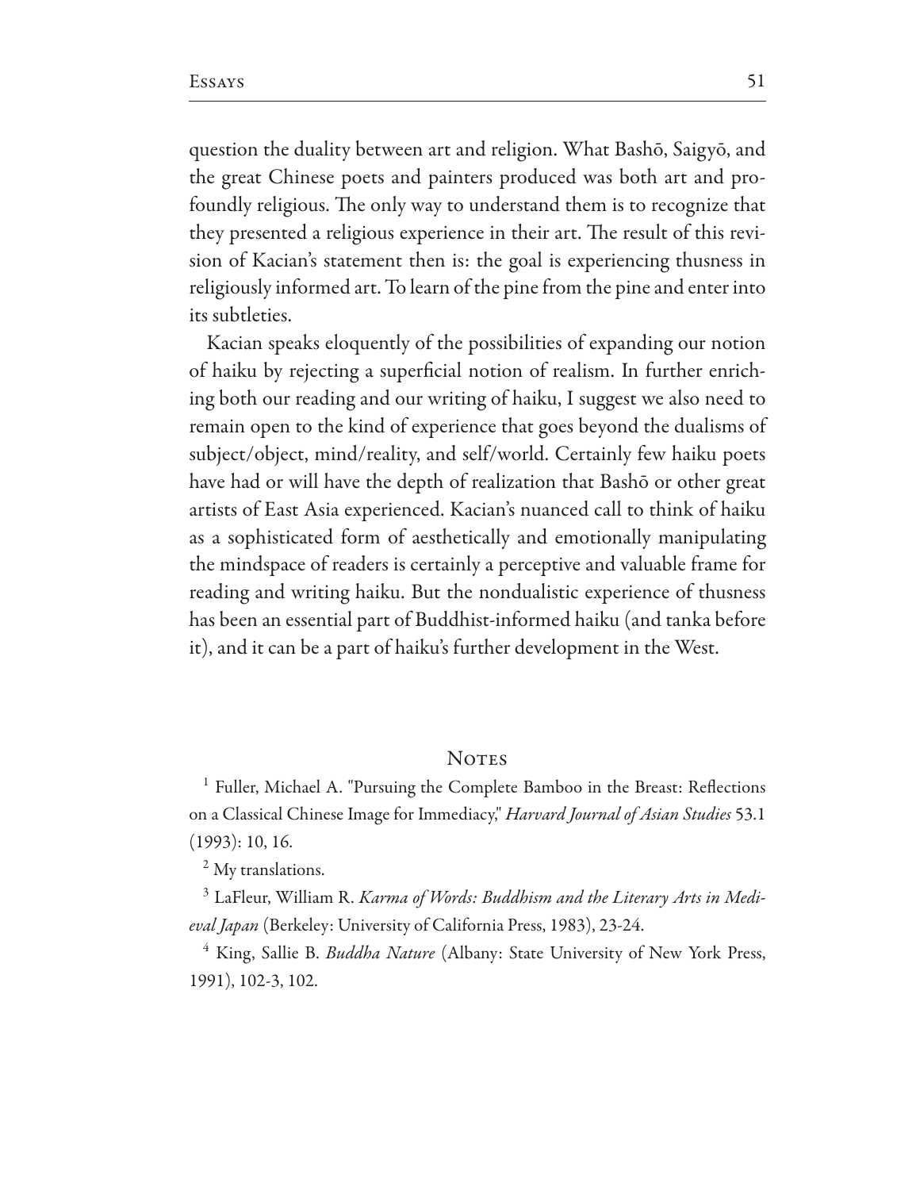question the duality between art and religion. What Bashō, Saigyō, and the great Chinese poets and painters produced was both art and profoundly religious. The only way to understand them is to recognize that they presented a religious experience in their art. The result of this revision of Kacian's statement then is: the goal is experiencing thusness in religiously informed art. To learn of the pine from the pine and enter into its subtleties.

Kacian speaks eloquently of the possibilities of expanding our notion of haiku by rejecting a superficial notion of realism. In further enriching both our reading and our writing of haiku, I suggest we also need to remain open to the kind of experience that goes beyond the dualisms of subject/object, mind/reality, and self/world. Certainly few haiku poets have had or will have the depth of realization that Bashō or other great artists of East Asia experienced. Kacian's nuanced call to think of haiku as a sophisticated form of aesthetically and emotionally manipulating the mindspace of readers is certainly a perceptive and valuable frame for reading and writing haiku. But the nondualistic experience of thusness has been an essential part of Buddhist-informed haiku (and tanka before it), and it can be a part of haiku's further development in the West.

## Notes

[1] Fuller, Michael A. "Pursuing the Complete Bamboo in the Breast: Reflections on a Classical Chinese Image for Immediacy," *Harvard Journal of Asian Studies* 53.1 (1993): 10, 16.

[2] My translations.

[3] LaFleur, William R. *Karma of Words: Buddhism and the Literary Arts in Medieval Japan* (Berkeley: University of California Press, 1983), 23-24.

[4] King, Sallie B. *Buddha Nature* (Albany: State University of New York Press, 1991), 102-3, 102.